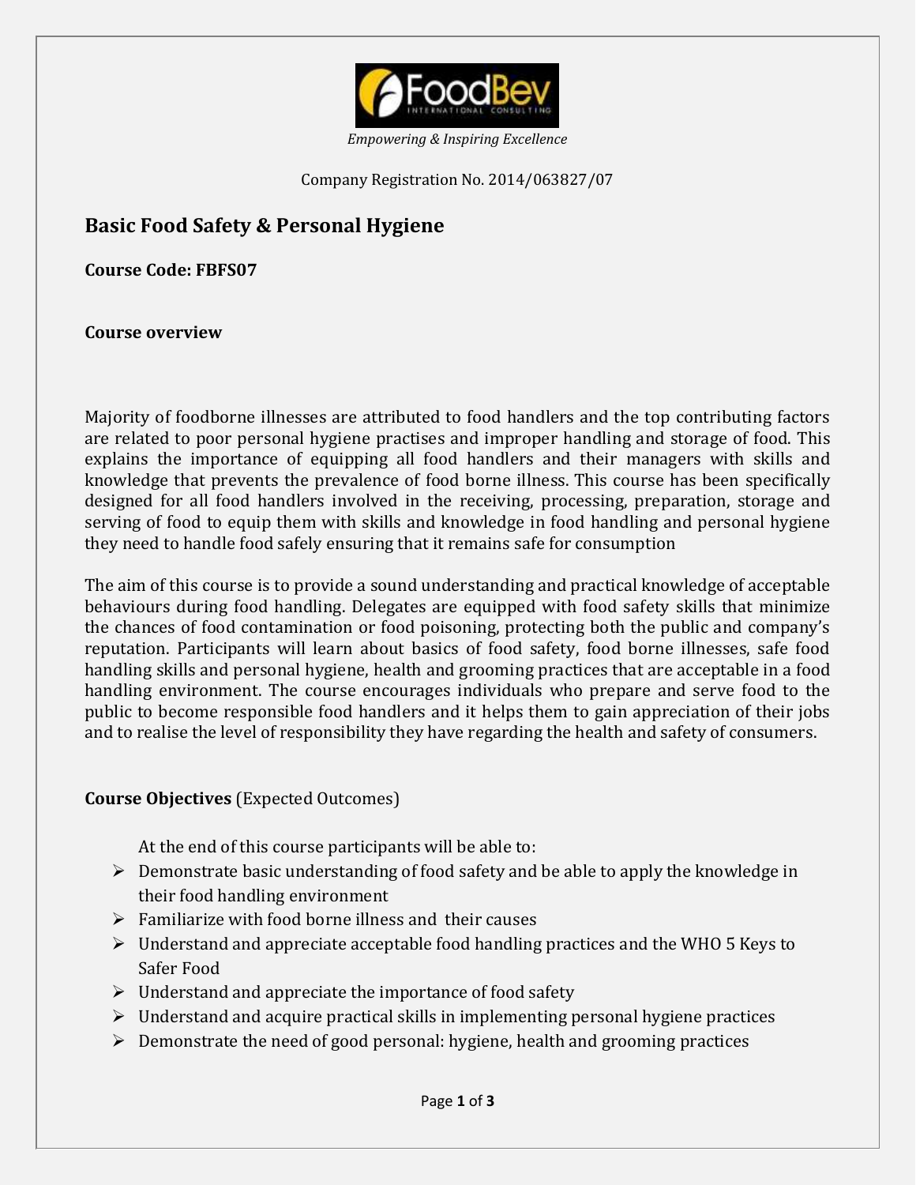*Empowering & Inspiring Excellence*

Company Registration No. 2014/063827/07

# Basic Food Safety & Personal Hygiene

**Course Code: FBFS07**

## Course overview

Majority of foodborne illnesses are attributed to food handlers and the top contributing factors are related to poor personal hygiene practises and improper handling and storage of food. This explains the importance of equipping all food handlers and their managers with skills and knowledge that prevents the prevalence of food borne illness. This course has been specifically designed for all food handlers involved in the receiving, processing, preparation, storage and serving of food to equip them with skills and knowledge in food handling and personal hygiene they need to handle food safely ensuring that it remains safe for consumption

The aim of this course is to provide a sound understanding and practical knowledge of acceptable behaviours during food handling. Delegates are equipped with food safety skills that minimize the chances of food contamination or food poisoning, protecting both the public and company's reputation. Participants will learn about basics of food safety, food borne illnesses, safe food handling skills and personal hygiene, health and grooming practices that are acceptable in a food handling environment. The course encourages individuals who prepare and serve food to the public to become responsible food handlers and it helps them to gain appreciation of their jobs and to realise the level of responsibility they have regarding the health and safety of consumers.

**Course Objectives** (Expected Outcomes)

At the end of this course participants will be able to:

- Demonstrate basic understanding of food safety and be able to apply the knowledge in their food handling environment
- Familiarize with food borne illness and their causes
- Understand and appreciate acceptable food handling practices and the WHO 5 Keys to Safer Food
- Understand and appreciate the importance of food safety
- Understand and acquire practical skills in implementing personal hygiene practices
- Demonstrate the need of good personal: hygiene, health and grooming practices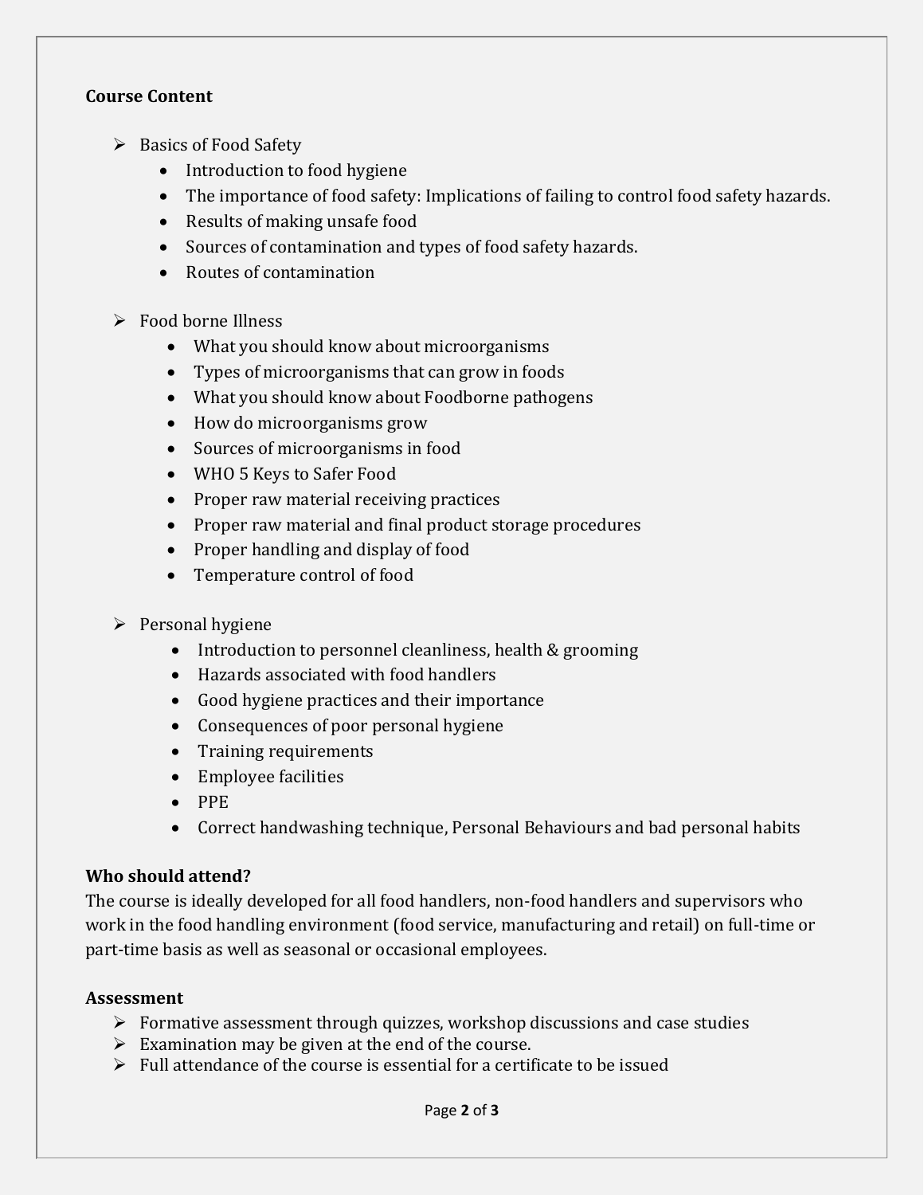**Course Content**

- Basics of Food Safety
  - Introduction to food hygiene
  - The importance of food safety: Implications of failing to control food safety hazards.
  - Results of making unsafe food
  - Sources of contamination and types of food safety hazards.
  - Routes of contamination

- Food borne Illness
  - What you should know about microorganisms
  - Types of microorganisms that can grow in foods
  - What you should know about Foodborne pathogens
  - How do microorganisms grow
  - Sources of microorganisms in food
  - WHO 5 Keys to Safer Food
  - Proper raw material receiving practices
  - Proper raw material and final product storage procedures
  - Proper handling and display of food
  - Temperature control of food

- Personal hygiene
  - Introduction to personnel cleanliness, health & grooming
  - Hazards associated with food handlers
  - Good hygiene practices and their importance
  - Consequences of poor personal hygiene
  - Training requirements
  - Employee facilities
  - PPE
  - Correct handwashing technique, Personal Behaviours and bad personal habits

**Who should attend?**

The course is ideally developed for all food handlers, non-food handlers and supervisors who work in the food handling environment (food service, manufacturing and retail) on full-time or part-time basis as well as seasonal or occasional employees.

**Assessment**

- Formative assessment through quizzes, workshop discussions and case studies
- Examination may be given at the end of the course.
- Full attendance of the course is essential for a certificate to be issued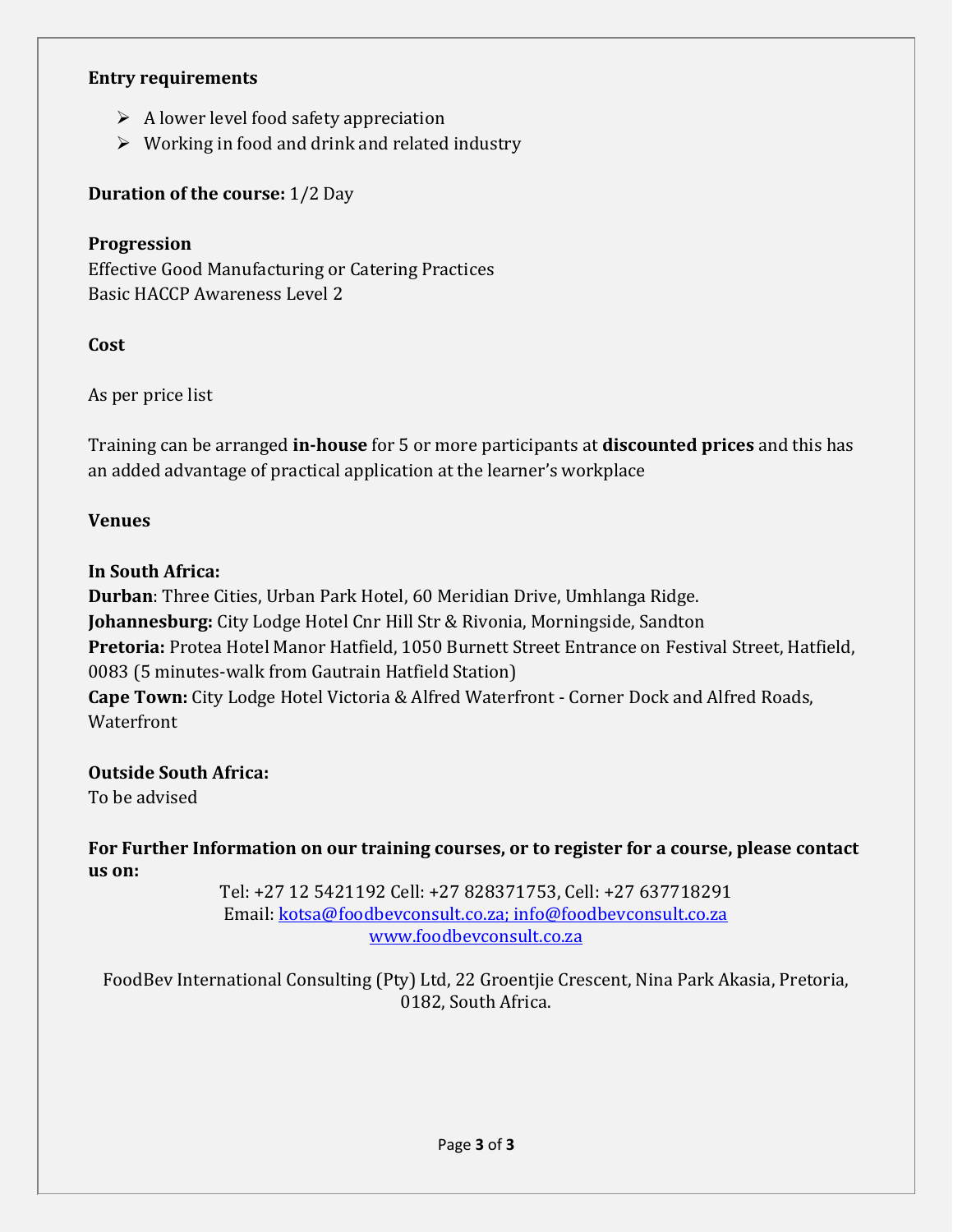**Entry requirements**

- A lower level food safety appreciation
- Working in food and drink and related industry

**Duration of the course:** 1/2 Day

**Progression**

Effective Good Manufacturing or Catering Practices
Basic HACCP Awareness Level 2

**Cost**

As per price list

Training can be arranged **in-house** for 5 or more participants at **discounted prices** and this has an added advantage of practical application at the learner's workplace

**Venues**

**In South Africa:**

**Durban**: Three Cities, Urban Park Hotel, 60 Meridian Drive, Umhlanga Ridge.
**Johannesburg:** City Lodge Hotel Cnr Hill Str & Rivonia, Morningside, Sandton
**Pretoria:** Protea Hotel Manor Hatfield, 1050 Burnett Street Entrance on Festival Street, Hatfield, 0083 (5 minutes-walk from Gautrain Hatfield Station)
**Cape Town:** City Lodge Hotel Victoria & Alfred Waterfront - Corner Dock and Alfred Roads, Waterfront

**Outside South Africa:**

To be advised

**For Further Information on our training courses, or to register for a course, please contact us on:**

Tel: +27 12 5421192 Cell: +27 828371753, Cell: +27 637718291
Email: kotsa@foodbevconsult.co.za; info@foodbevconsult.co.za
www.foodbevconsult.co.za

FoodBev International Consulting (Pty) Ltd, 22 Groentjie Crescent, Nina Park Akasia, Pretoria, 0182, South Africa.